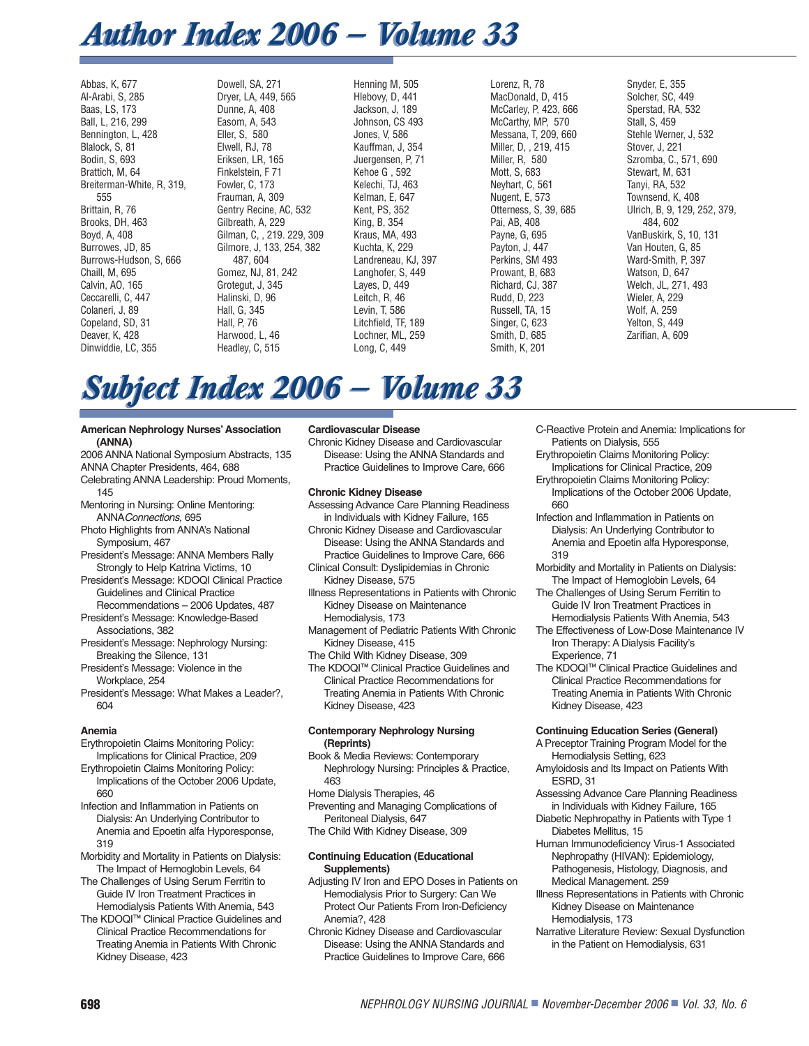# Author Index 2006 – Volume 33

Abbas, K, 677
Al-Arabi, S, 285
Baas, LS, 173
Ball, L, 216, 299
Bennington, L, 428
Blalock, S, 81
Bodin, S, 693
Brattich, M, 64
Breiterman-White, R, 319, 555
Brittain, R, 76
Brooks, DH, 463
Boyd, A, 408
Burrowes, JD, 85
Burrows-Hudson, S, 666
Chaill, M, 695
Calvin, AO, 165
Ceccarelli, C, 447
Colaneri, J, 89
Copeland, SD, 31
Deaver, K, 428
Dinwiddie, LC, 355
Dowell, SA, 271
Dryer, LA, 449, 565
Dunne, A, 408
Easom, A, 543
Eller, S, 580
Elwell, RJ, 78
Eriksen, LR, 165
Finkelstein, F 71
Fowler, C, 173
Frauman, A, 309
Gentry Recine, AC, 532
Gilbreath, A, 229
Gilman, C, , 219. 229, 309
Gilmore, J, 133, 254, 382 487, 604
Gomez, NJ, 81, 242
Grotegut, J, 345
Halinski, D, 96
Hall, G, 345
Hall, P, 76
Harwood, L, 46
Headley, C, 515
Henning M, 505
Hlebovy, D, 441
Jackson, J, 189
Johnson, CS 493
Jones, V, 586
Kauffman, J, 354
Juergensen, P, 71
Kehoe G , 592
Kelechi, TJ, 463
Kelman, E, 647
Kent, PS, 352
King, B, 354
Kraus, MA, 493
Kuchta, K, 229
Landreneau, KJ, 397
Langhofer, S, 449
Layes, D, 449
Leitch, R, 46
Levin, T, 586
Litchfield, TF, 189
Lochner, ML, 259
Long, C, 449
Lorenz, R, 78
MacDonald, D, 415
McCarley, P, 423, 666
McCarthy, MP, 570
Messana, T, 209, 660
Miller, D, , 219, 415
Miller, R, 580
Mott, S, 683
Neyhart, C, 561
Nugent, E, 573
Otterness, S, 39, 685
Pai, AB, 408
Payne, G, 695
Payton, J, 447
Perkins, SM 493
Prowant, B, 683
Richard, CJ, 387
Rudd, D, 223
Russell, TA, 15
Singer, C, 623
Smith, D, 685
Smith, K, 201
Snyder, E, 355
Solcher, SC, 449
Sperstad, RA, 532
Stall, S, 459
Stehle Werner, J, 532
Stover, J, 221
Szromba, C., 571, 690
Stewart, M, 631
Tanyi, RA, 532
Townsend, K, 408
Ulrich, B, 9, 129, 252, 379, 484, 602
VanBuskirk, S, 10, 131
Van Houten, G, 85
Ward-Smith, P, 397
Watson, D, 647
Welch, JL, 271, 493
Wieler, A, 229
Wolf, A, 259
Yelton, S, 449
Zarifian, A, 609

# Subject Index 2006 – Volume 33

**American Nephrology Nurses' Association (ANNA)**

2006 ANNA National Symposium Abstracts, 135
ANNA Chapter Presidents, 464, 688
Celebrating ANNA Leadership: Proud Moments, 145
Mentoring in Nursing: Online Mentoring: ANNA*Connections*, 695
Photo Highlights from ANNA's National Symposium, 467
President's Message: ANNA Members Rally Strongly to Help Katrina Victims, 10
President's Message: KDOQI Clinical Practice Guidelines and Clinical Practice Recommendations – 2006 Updates, 487
President's Message: Knowledge-Based Associations, 382
President's Message: Nephrology Nursing: Breaking the Silence, 131
President's Message: Violence in the Workplace, 254
President's Message: What Makes a Leader?, 604

**Anemia**

Erythropoietin Claims Monitoring Policy: Implications for Clinical Practice, 209
Erythropoietin Claims Monitoring Policy: Implications of the October 2006 Update, 660
Infection and Inflammation in Patients on Dialysis: An Underlying Contributor to Anemia and Epoetin alfa Hyporesponse, 319
Morbidity and Mortality in Patients on Dialysis: The Impact of Hemoglobin Levels, 64
The Challenges of Using Serum Ferritin to Guide IV Iron Treatment Practices in Hemodialysis Patients With Anemia, 543
The KDOQI™ Clinical Practice Guidelines and Clinical Practice Recommendations for Treating Anemia in Patients With Chronic Kidney Disease, 423

**Cardiovascular Disease**

Chronic Kidney Disease and Cardiovascular Disease: Using the ANNA Standards and Practice Guidelines to Improve Care, 666

**Chronic Kidney Disease**

Assessing Advance Care Planning Readiness in Individuals with Kidney Failure, 165
Chronic Kidney Disease and Cardiovascular Disease: Using the ANNA Standards and Practice Guidelines to Improve Care, 666
Clinical Consult: Dyslipidemias in Chronic Kidney Disease, 575
Illness Representations in Patients with Chronic Kidney Disease on Maintenance Hemodialysis, 173
Management of Pediatric Patients With Chronic Kidney Disease, 415
The Child With Kidney Disease, 309
The KDOQI™ Clinical Practice Guidelines and Clinical Practice Recommendations for Treating Anemia in Patients With Chronic Kidney Disease, 423

**Contemporary Nephrology Nursing (Reprints)**

Book & Media Reviews: Contemporary Nephrology Nursing: Principles & Practice, 463
Home Dialysis Therapies, 46
Preventing and Managing Complications of Peritoneal Dialysis, 647
The Child With Kidney Disease, 309

**Continuing Education (Educational Supplements)**

Adjusting IV Iron and EPO Doses in Patients on Hemodialysis Prior to Surgery: Can We Protect Our Patients From Iron-Deficiency Anemia?, 428
Chronic Kidney Disease and Cardiovascular Disease: Using the ANNA Standards and Practice Guidelines to Improve Care, 666
C-Reactive Protein and Anemia: Implications for Patients on Dialysis, 555
Erythropoietin Claims Monitoring Policy: Implications for Clinical Practice, 209
Erythropoietin Claims Monitoring Policy: Implications of the October 2006 Update, 660
Infection and Inflammation in Patients on Dialysis: An Underlying Contributor to Anemia and Epoetin alfa Hyporesponse, 319
Morbidity and Mortality in Patients on Dialysis: The Impact of Hemoglobin Levels, 64
The Challenges of Using Serum Ferritin to Guide IV Iron Treatment Practices in Hemodialysis Patients With Anemia, 543
The Effectiveness of Low-Dose Maintenance IV Iron Therapy: A Dialysis Facility's Experience, 71
The KDOQI™ Clinical Practice Guidelines and Clinical Practice Recommendations for Treating Anemia in Patients With Chronic Kidney Disease, 423

**Continuing Education Series (General)**

A Preceptor Training Program Model for the Hemodialysis Setting, 623
Amyloidosis and Its Impact on Patients With ESRD, 31
Assessing Advance Care Planning Readiness in Individuals with Kidney Failure, 165
Diabetic Nephropathy in Patients with Type 1 Diabetes Mellitus, 15
Human Immunodeficiency Virus-1 Associated Nephropathy (HIVAN): Epidemiology, Pathogenesis, Histology, Diagnosis, and Medical Management. 259
Illness Representations in Patients with Chronic Kidney Disease on Maintenance Hemodialysis, 173
Narrative Literature Review: Sexual Dysfunction in the Patient on Hemodialysis, 631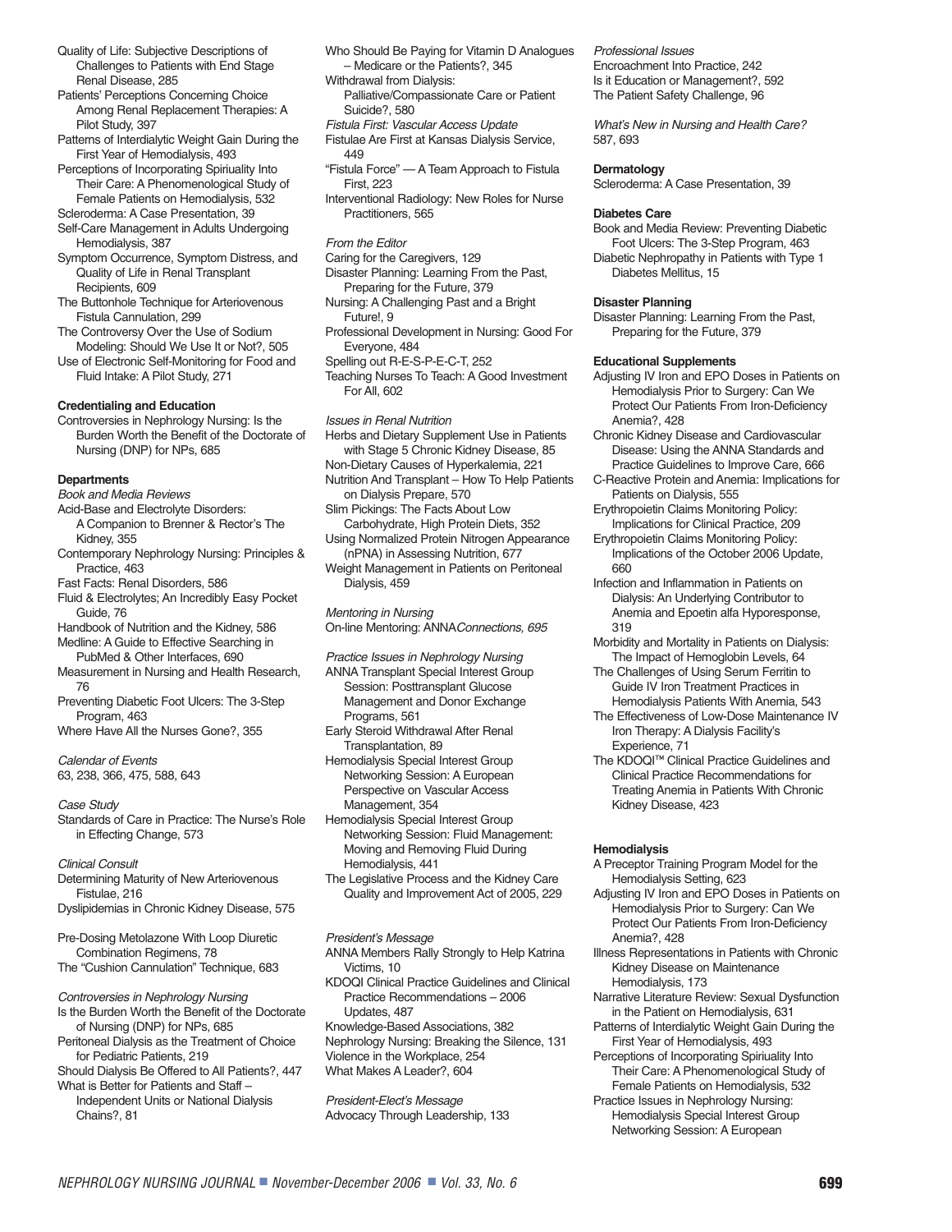Quality of Life: Subjective Descriptions of Challenges to Patients with End Stage Renal Disease, 285

Patients' Perceptions Concerning Choice Among Renal Replacement Therapies: A Pilot Study, 397

Patterns of Interdialytic Weight Gain During the First Year of Hemodialysis, 493

Perceptions of Incorporating Spirituality Into Their Care: A Phenomenological Study of Female Patients on Hemodialysis, 532

Scleroderma: A Case Presentation, 39

Self-Care Management in Adults Undergoing Hemodialysis, 387

Symptom Occurrence, Symptom Distress, and Quality of Life in Renal Transplant Recipients, 609

The Buttonhole Technique for Arteriovenous Fistula Cannulation, 299

The Controversy Over the Use of Sodium Modeling: Should We Use It or Not?, 505

Use of Electronic Self-Monitoring for Food and Fluid Intake: A Pilot Study, 271

**Credentialing and Education**

Controversies in Nephrology Nursing: Is the Burden Worth the Benefit of the Doctorate of Nursing (DNP) for NPs, 685

**Departments**

*Book and Media Reviews*

Acid-Base and Electrolyte Disorders: A Companion to Brenner & Rector's The Kidney, 355

Contemporary Nephrology Nursing: Principles & Practice, 463

Fast Facts: Renal Disorders, 586

Fluid & Electrolytes; An Incredibly Easy Pocket Guide, 76

Handbook of Nutrition and the Kidney, 586

Medline: A Guide to Effective Searching in PubMed & Other Interfaces, 690

Measurement in Nursing and Health Research, 76

Preventing Diabetic Foot Ulcers: The 3-Step Program, 463

Where Have All the Nurses Gone?, 355

*Calendar of Events*

63, 238, 366, 475, 588, 643

*Case Study*

Standards of Care in Practice: The Nurse's Role in Effecting Change, 573

*Clinical Consult*

Determining Maturity of New Arteriovenous Fistulae, 216

Dyslipidemias in Chronic Kidney Disease, 575

Pre-Dosing Metolazone With Loop Diuretic Combination Regimens, 78

The "Cushion Cannulation" Technique, 683

*Controversies in Nephrology Nursing*

Is the Burden Worth the Benefit of the Doctorate of Nursing (DNP) for NPs, 685

Peritoneal Dialysis as the Treatment of Choice for Pediatric Patients, 219

Should Dialysis Be Offered to All Patients?, 447

What is Better for Patients and Staff – Independent Units or National Dialysis Chains?, 81

Who Should Be Paying for Vitamin D Analogues – Medicare or the Patients?, 345

Withdrawal from Dialysis: Palliative/Compassionate Care or Patient Suicide?, 580

*Fistula First: Vascular Access Update*

Fistulae Are First at Kansas Dialysis Service, 449

"Fistula Force" — A Team Approach to Fistula First, 223

Interventional Radiology: New Roles for Nurse Practitioners, 565

*From the Editor*

Caring for the Caregivers, 129

Disaster Planning: Learning From the Past, Preparing for the Future, 379

Nursing: A Challenging Past and a Bright Future!, 9

Professional Development in Nursing: Good For Everyone, 484

Spelling out R-E-S-P-E-C-T, 252

Teaching Nurses To Teach: A Good Investment For All, 602

*Issues in Renal Nutrition*

Herbs and Dietary Supplement Use in Patients with Stage 5 Chronic Kidney Disease, 85

Non-Dietary Causes of Hyperkalemia, 221

Nutrition And Transplant – How To Help Patients on Dialysis Prepare, 570

Slim Pickings: The Facts About Low Carbohydrate, High Protein Diets, 352

Using Normalized Protein Nitrogen Appearance (nPNA) in Assessing Nutrition, 677

Weight Management in Patients on Peritoneal Dialysis, 459

*Mentoring in Nursing*

On-line Mentoring: ANNA*Connections, 695*

*Practice Issues in Nephrology Nursing*

ANNA Transplant Special Interest Group Session: Posttransplant Glucose Management and Donor Exchange Programs, 561

Early Steroid Withdrawal After Renal Transplantation, 89

Hemodialysis Special Interest Group Networking Session: A European Perspective on Vascular Access Management, 354

Hemodialysis Special Interest Group Networking Session: Fluid Management: Moving and Removing Fluid During Hemodialysis, 441

The Legislative Process and the Kidney Care Quality and Improvement Act of 2005, 229

*President's Message*

ANNA Members Rally Strongly to Help Katrina Victims, 10

KDOQI Clinical Practice Guidelines and Clinical Practice Recommendations – 2006 Updates, 487

Knowledge-Based Associations, 382

Nephrology Nursing: Breaking the Silence, 131

Violence in the Workplace, 254

What Makes A Leader?, 604

*President-Elect's Message*

Advocacy Through Leadership, 133

*Professional Issues*

Encroachment Into Practice, 242

Is it Education or Management?, 592

The Patient Safety Challenge, 96

*What's New in Nursing and Health Care?*

587, 693

**Dermatology**

Scleroderma: A Case Presentation, 39

**Diabetes Care**

Book and Media Review: Preventing Diabetic Foot Ulcers: The 3-Step Program, 463

Diabetic Nephropathy in Patients with Type 1 Diabetes Mellitus, 15

**Disaster Planning**

Disaster Planning: Learning From the Past, Preparing for the Future, 379

**Educational Supplements**

Adjusting IV Iron and EPO Doses in Patients on Hemodialysis Prior to Surgery: Can We Protect Our Patients From Iron-Deficiency Anemia?, 428

Chronic Kidney Disease and Cardiovascular Disease: Using the ANNA Standards and Practice Guidelines to Improve Care, 666

C-Reactive Protein and Anemia: Implications for Patients on Dialysis, 555

Erythropoietin Claims Monitoring Policy: Implications for Clinical Practice, 209

Erythropoietin Claims Monitoring Policy: Implications of the October 2006 Update, 660

Infection and Inflammation in Patients on Dialysis: An Underlying Contributor to Anemia and Epoetin alfa Hyporesponse, 319

Morbidity and Mortality in Patients on Dialysis: The Impact of Hemoglobin Levels, 64

The Challenges of Using Serum Ferritin to Guide IV Iron Treatment Practices in Hemodialysis Patients With Anemia, 543

The Effectiveness of Low-Dose Maintenance IV Iron Therapy: A Dialysis Facility's Experience, 71

The KDOQI™ Clinical Practice Guidelines and Clinical Practice Recommendations for Treating Anemia in Patients With Chronic Kidney Disease, 423

**Hemodialysis**

A Preceptor Training Program Model for the Hemodialysis Setting, 623

Adjusting IV Iron and EPO Doses in Patients on Hemodialysis Prior to Surgery: Can We Protect Our Patients From Iron-Deficiency Anemia?, 428

Illness Representations in Patients with Chronic Kidney Disease on Maintenance Hemodialysis, 173

Narrative Literature Review: Sexual Dysfunction in the Patient on Hemodialysis, 631

Patterns of Interdialytic Weight Gain During the First Year of Hemodialysis, 493

Perceptions of Incorporating Spiriuality Into Their Care: A Phenomenological Study of Female Patients on Hemodialysis, 532

Practice Issues in Nephrology Nursing: Hemodialysis Special Interest Group Networking Session: A European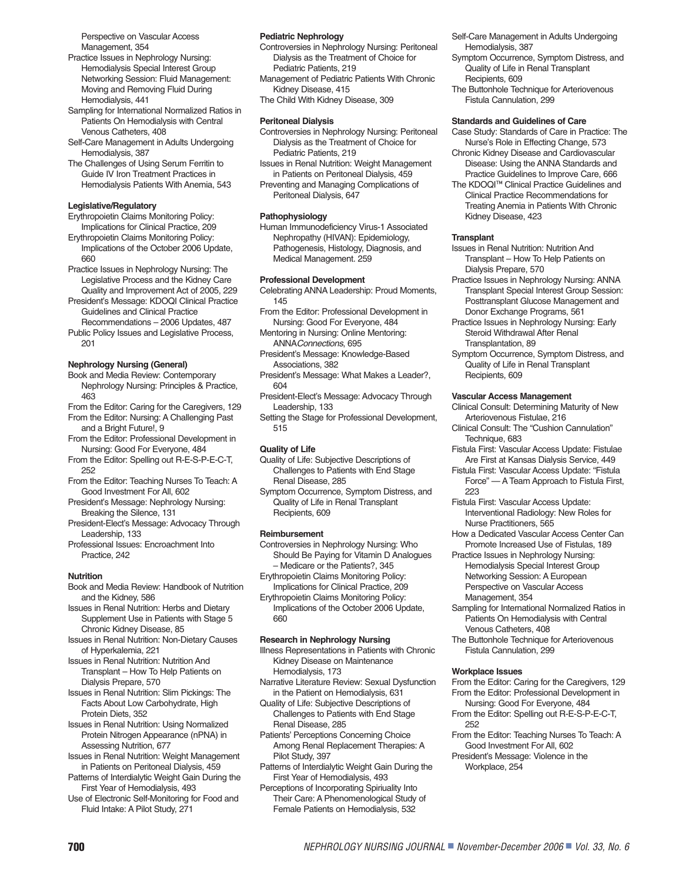Perspective on Vascular Access Management, 354

Practice Issues in Nephrology Nursing: Hemodialysis Special Interest Group Networking Session: Fluid Management: Moving and Removing Fluid During Hemodialysis, 441

Sampling for International Normalized Ratios in Patients On Hemodialysis with Central Venous Catheters, 408

Self-Care Management in Adults Undergoing Hemodialysis, 387

The Challenges of Using Serum Ferritin to Guide IV Iron Treatment Practices in Hemodialysis Patients With Anemia, 543

**Legislative/Regulatory**

Erythropoietin Claims Monitoring Policy: Implications for Clinical Practice, 209

Erythropoietin Claims Monitoring Policy: Implications of the October 2006 Update, 660

Practice Issues in Nephrology Nursing: The Legislative Process and the Kidney Care Quality and Improvement Act of 2005, 229

President's Message: KDOQI Clinical Practice Guidelines and Clinical Practice Recommendations – 2006 Updates, 487

Public Policy Issues and Legislative Process, 201

**Nephrology Nursing (General)**

Book and Media Review: Contemporary Nephrology Nursing: Principles & Practice, 463

From the Editor: Caring for the Caregivers, 129

From the Editor: Nursing: A Challenging Past and a Bright Future!, 9

From the Editor: Professional Development in Nursing: Good For Everyone, 484

From the Editor: Spelling out R-E-S-P-E-C-T, 252

From the Editor: Teaching Nurses To Teach: A Good Investment For All, 602

President's Message: Nephrology Nursing: Breaking the Silence, 131

President-Elect's Message: Advocacy Through Leadership, 133

Professional Issues: Encroachment Into Practice, 242

**Nutrition**

Book and Media Review: Handbook of Nutrition and the Kidney, 586

Issues in Renal Nutrition: Herbs and Dietary Supplement Use in Patients with Stage 5 Chronic Kidney Disease, 85

Issues in Renal Nutrition: Non-Dietary Causes of Hyperkalemia, 221

Issues in Renal Nutrition: Nutrition And Transplant – How To Help Patients on Dialysis Prepare, 570

Issues in Renal Nutrition: Slim Pickings: The Facts About Low Carbohydrate, High Protein Diets, 352

Issues in Renal Nutrition: Using Normalized Protein Nitrogen Appearance (nPNA) in Assessing Nutrition, 677

Issues in Renal Nutrition: Weight Management in Patients on Peritoneal Dialysis, 459

Patterns of Interdialytic Weight Gain During the First Year of Hemodialysis, 493

Use of Electronic Self-Monitoring for Food and Fluid Intake: A Pilot Study, 271

**Pediatric Nephrology**

Controversies in Nephrology Nursing: Peritoneal Dialysis as the Treatment of Choice for Pediatric Patients, 219

Management of Pediatric Patients With Chronic Kidney Disease, 415

The Child With Kidney Disease, 309

**Peritoneal Dialysis**

Controversies in Nephrology Nursing: Peritoneal Dialysis as the Treatment of Choice for Pediatric Patients, 219

Issues in Renal Nutrition: Weight Management in Patients on Peritoneal Dialysis, 459

Preventing and Managing Complications of Peritoneal Dialysis, 647

**Pathophysiology**

Human Immunodeficiency Virus-1 Associated Nephropathy (HIVAN): Epidemiology, Pathogenesis, Histology, Diagnosis, and Medical Management. 259

**Professional Development**

Celebrating ANNA Leadership: Proud Moments, 145

From the Editor: Professional Development in Nursing: Good For Everyone, 484

Mentoring in Nursing: Online Mentoring: ANNA*Connections*, 695

President's Message: Knowledge-Based Associations, 382

President's Message: What Makes a Leader?, 604

President-Elect's Message: Advocacy Through Leadership, 133

Setting the Stage for Professional Development, 515

**Quality of Life**

Quality of Life: Subjective Descriptions of Challenges to Patients with End Stage Renal Disease, 285

Symptom Occurrence, Symptom Distress, and Quality of Life in Renal Transplant Recipients, 609

**Reimbursement**

Controversies in Nephrology Nursing: Who Should Be Paying for Vitamin D Analogues – Medicare or the Patients?, 345

Erythropoietin Claims Monitoring Policy: Implications for Clinical Practice, 209

Erythropoietin Claims Monitoring Policy: Implications of the October 2006 Update, 660

**Research in Nephrology Nursing**

Illness Representations in Patients with Chronic Kidney Disease on Maintenance Hemodialysis, 173

Narrative Literature Review: Sexual Dysfunction in the Patient on Hemodialysis, 631

Quality of Life: Subjective Descriptions of Challenges to Patients with End Stage Renal Disease, 285

Patients' Perceptions Concerning Choice Among Renal Replacement Therapies: A Pilot Study, 397

Patterns of Interdialytic Weight Gain During the First Year of Hemodialysis, 493

Perceptions of Incorporating Spiriuality Into Their Care: A Phenomenological Study of Female Patients on Hemodialysis, 532

Self-Care Management in Adults Undergoing Hemodialysis, 387

Symptom Occurrence, Symptom Distress, and Quality of Life in Renal Transplant Recipients, 609

The Buttonhole Technique for Arteriovenous Fistula Cannulation, 299

**Standards and Guidelines of Care**

Case Study: Standards of Care in Practice: The Nurse's Role in Effecting Change, 573

Chronic Kidney Disease and Cardiovascular Disease: Using the ANNA Standards and Practice Guidelines to Improve Care, 666

The KDOQI™ Clinical Practice Guidelines and Clinical Practice Recommendations for Treating Anemia in Patients With Chronic Kidney Disease, 423

**Transplant**

Issues in Renal Nutrition: Nutrition And Transplant – How To Help Patients on Dialysis Prepare, 570

Practice Issues in Nephrology Nursing: ANNA Transplant Special Interest Group Session: Posttransplant Glucose Management and Donor Exchange Programs, 561

Practice Issues in Nephrology Nursing: Early Steroid Withdrawal After Renal Transplantation, 89

Symptom Occurrence, Symptom Distress, and Quality of Life in Renal Transplant Recipients, 609

**Vascular Access Management**

Clinical Consult: Determining Maturity of New Arteriovenous Fistulae, 216

Clinical Consult: The "Cushion Cannulation" Technique, 683

Fistula First: Vascular Access Update: Fistulae Are First at Kansas Dialysis Service, 449

Fistula First: Vascular Access Update: "Fistula Force" — A Team Approach to Fistula First, 223

Fistula First: Vascular Access Update: Interventional Radiology: New Roles for Nurse Practitioners, 565

How a Dedicated Vascular Access Center Can Promote Increased Use of Fistulas, 189

Practice Issues in Nephrology Nursing: Hemodialysis Special Interest Group Networking Session: A European Perspective on Vascular Access Management, 354

Sampling for International Normalized Ratios in Patients On Hemodialysis with Central Venous Catheters, 408

The Buttonhole Technique for Arteriovenous Fistula Cannulation, 299

**Workplace Issues**

From the Editor: Caring for the Caregivers, 129

From the Editor: Professional Development in Nursing: Good For Everyone, 484

From the Editor: Spelling out R-E-S-P-E-C-T, 252

From the Editor: Teaching Nurses To Teach: A Good Investment For All, 602

President's Message: Violence in the Workplace, 254